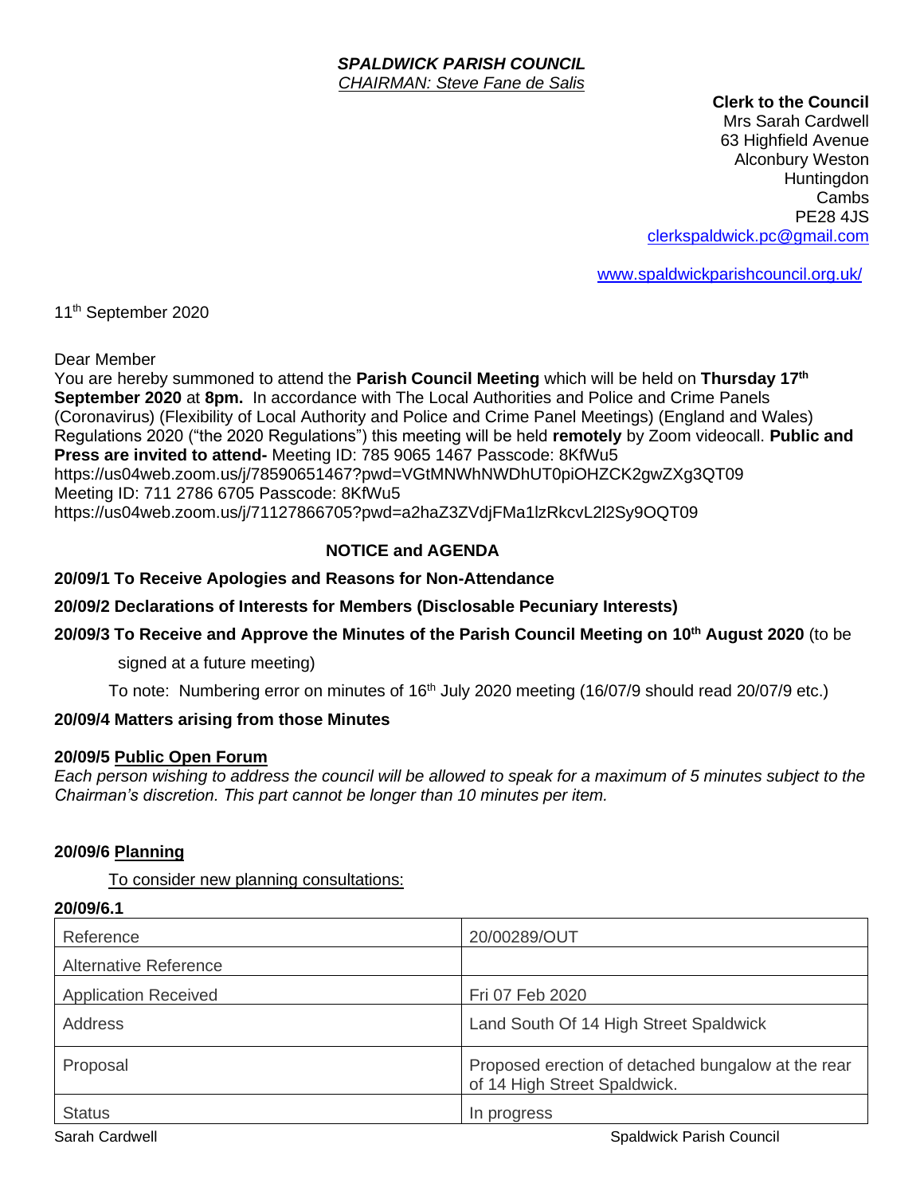*SPALDWICK PARISH COUNCIL*
*CHAIRMAN: Steve Fane de Salis*

**Clerk to the Council**
Mrs Sarah Cardwell
63 Highfield Avenue
Alconbury Weston
Huntingdon
Cambs
PE28 4JS
clerkspaldwick.pc@gmail.com

www.spaldwickparishcouncil.org.uk/

11th September 2020

Dear Member
You are hereby summoned to attend the **Parish Council Meeting** which will be held on **Thursday 17th September 2020** at **8pm.** In accordance with The Local Authorities and Police and Crime Panels (Coronavirus) (Flexibility of Local Authority and Police and Crime Panel Meetings) (England and Wales) Regulations 2020 ("the 2020 Regulations") this meeting will be held **remotely** by Zoom videocall. **Public and Press are invited to attend-** Meeting ID: 785 9065 1467 Passcode: 8KfWu5
https://us04web.zoom.us/j/78590651467?pwd=VGtMNWhNWDhUT0piOHZCK2gwZXg3QT09
Meeting ID: 711 2786 6705 Passcode: 8KfWu5
https://us04web.zoom.us/j/71127866705?pwd=a2haZ3ZVdjFMa1lzRkcvL2l2Sy9OQT09

## NOTICE and AGENDA

**20/09/1 To Receive Apologies and Reasons for Non-Attendance**

**20/09/2 Declarations of Interests for Members (Disclosable Pecuniary Interests)**

**20/09/3 To Receive and Approve the Minutes of the Parish Council Meeting on 10th August 2020** (to be signed at a future meeting)

To note: Numbering error on minutes of 16th July 2020 meeting (16/07/9 should read 20/07/9 etc.)

**20/09/4 Matters arising from those Minutes**

**20/09/5 Public Open Forum**

*Each person wishing to address the council will be allowed to speak for a maximum of 5 minutes subject to the Chairman's discretion. This part cannot be longer than 10 minutes per item.*

**20/09/6 Planning**

To consider new planning consultations:

**20/09/6.1**

| Reference | 20/00289/OUT |
|---|---|
| Alternative Reference | |
| Application Received | Fri 07 Feb 2020 |
| Address | Land South Of 14 High Street Spaldwick |
| Proposal | Proposed erection of detached bungalow at the rear of 14 High Street Spaldwick. |
| Status | In progress |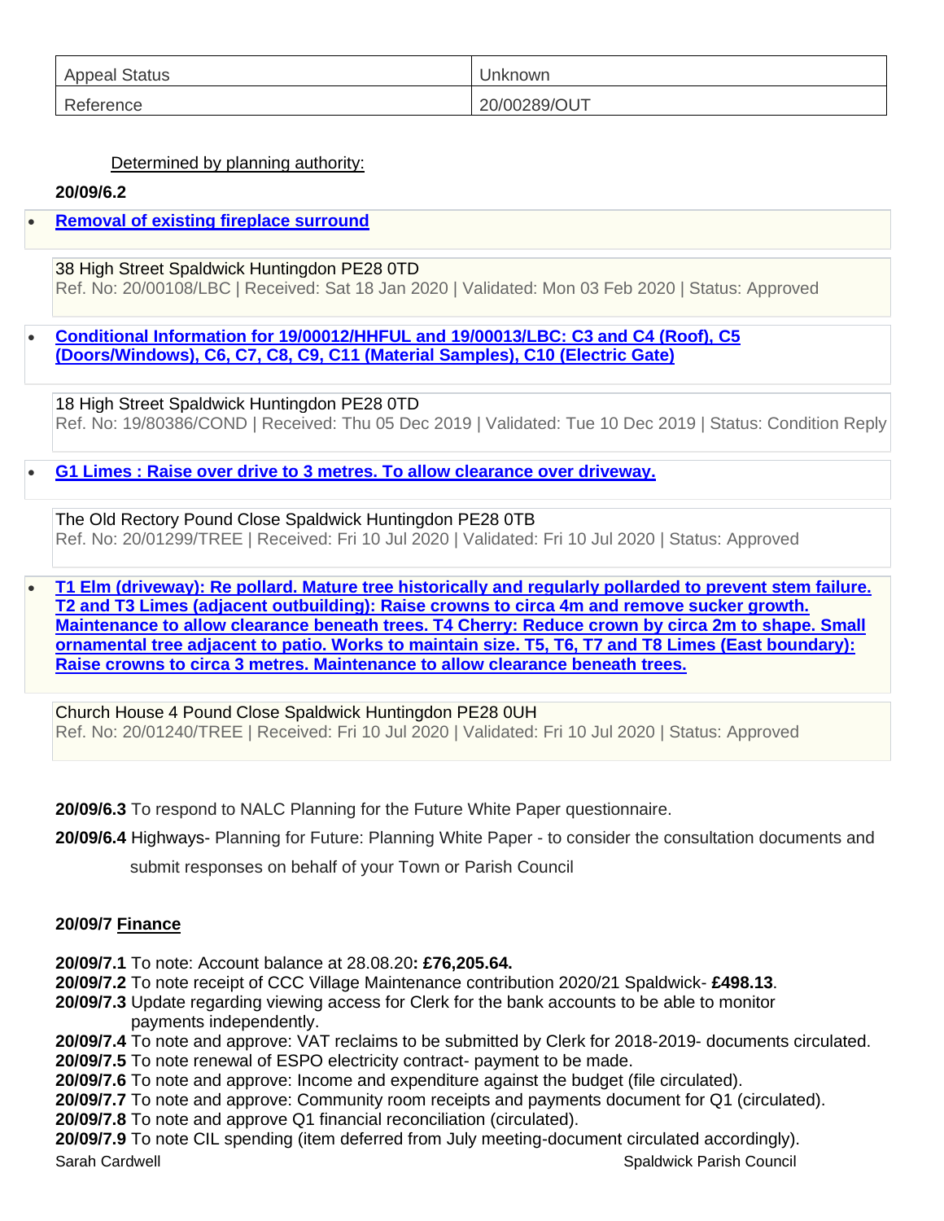| Appeal Status | Unknown |
|---|---|
| Reference | 20/00289/OUT |

Determined by planning authority:

**20/09/6.2**

- **Removal of existing fireplace surround**

38 High Street Spaldwick Huntingdon PE28 0TD
Ref. No: 20/00108/LBC | Received: Sat 18 Jan 2020 | Validated: Mon 03 Feb 2020 | Status: Approved

- **Conditional Information for 19/00012/HHFUL and 19/00013/LBC: C3 and C4 (Roof), C5 (Doors/Windows), C6, C7, C8, C9, C11 (Material Samples), C10 (Electric Gate)**

18 High Street Spaldwick Huntingdon PE28 0TD
Ref. No: 19/80386/COND | Received: Thu 05 Dec 2019 | Validated: Tue 10 Dec 2019 | Status: Condition Reply

- **G1 Limes : Raise over drive to 3 metres. To allow clearance over driveway.**

The Old Rectory Pound Close Spaldwick Huntingdon PE28 0TB
Ref. No: 20/01299/TREE | Received: Fri 10 Jul 2020 | Validated: Fri 10 Jul 2020 | Status: Approved

- **T1 Elm (driveway): Re pollard. Mature tree historically and regularly pollarded to prevent stem failure. T2 and T3 Limes (adjacent outbuilding): Raise crowns to circa 4m and remove sucker growth. Maintenance to allow clearance beneath trees. T4 Cherry: Reduce crown by circa 2m to shape. Small ornamental tree adjacent to patio. Works to maintain size. T5, T6, T7 and T8 Limes (East boundary): Raise crowns to circa 3 metres. Maintenance to allow clearance beneath trees.**

Church House 4 Pound Close Spaldwick Huntingdon PE28 0UH
Ref. No: 20/01240/TREE | Received: Fri 10 Jul 2020 | Validated: Fri 10 Jul 2020 | Status: Approved

**20/09/6.3** To respond to NALC Planning for the Future White Paper questionnaire.

**20/09/6.4** Highways- Planning for Future: Planning White Paper - to consider the consultation documents and submit responses on behalf of your Town or Parish Council

**20/09/7 Finance**

**20/09/7.1** To note: Account balance at 28.08.20**: £76,205.64.**
**20/09/7.2** To note receipt of CCC Village Maintenance contribution 2020/21 Spaldwick- **£498.13**.
**20/09/7.3** Update regarding viewing access for Clerk for the bank accounts to be able to monitor payments independently.
**20/09/7.4** To note and approve: VAT reclaims to be submitted by Clerk for 2018-2019- documents circulated.
**20/09/7.5** To note renewal of ESPO electricity contract- payment to be made.
**20/09/7.6** To note and approve: Income and expenditure against the budget (file circulated).
**20/09/7.7** To note and approve: Community room receipts and payments document for Q1 (circulated).
**20/09/7.8** To note and approve Q1 financial reconciliation (circulated).
**20/09/7.9** To note CIL spending (item deferred from July meeting-document circulated accordingly).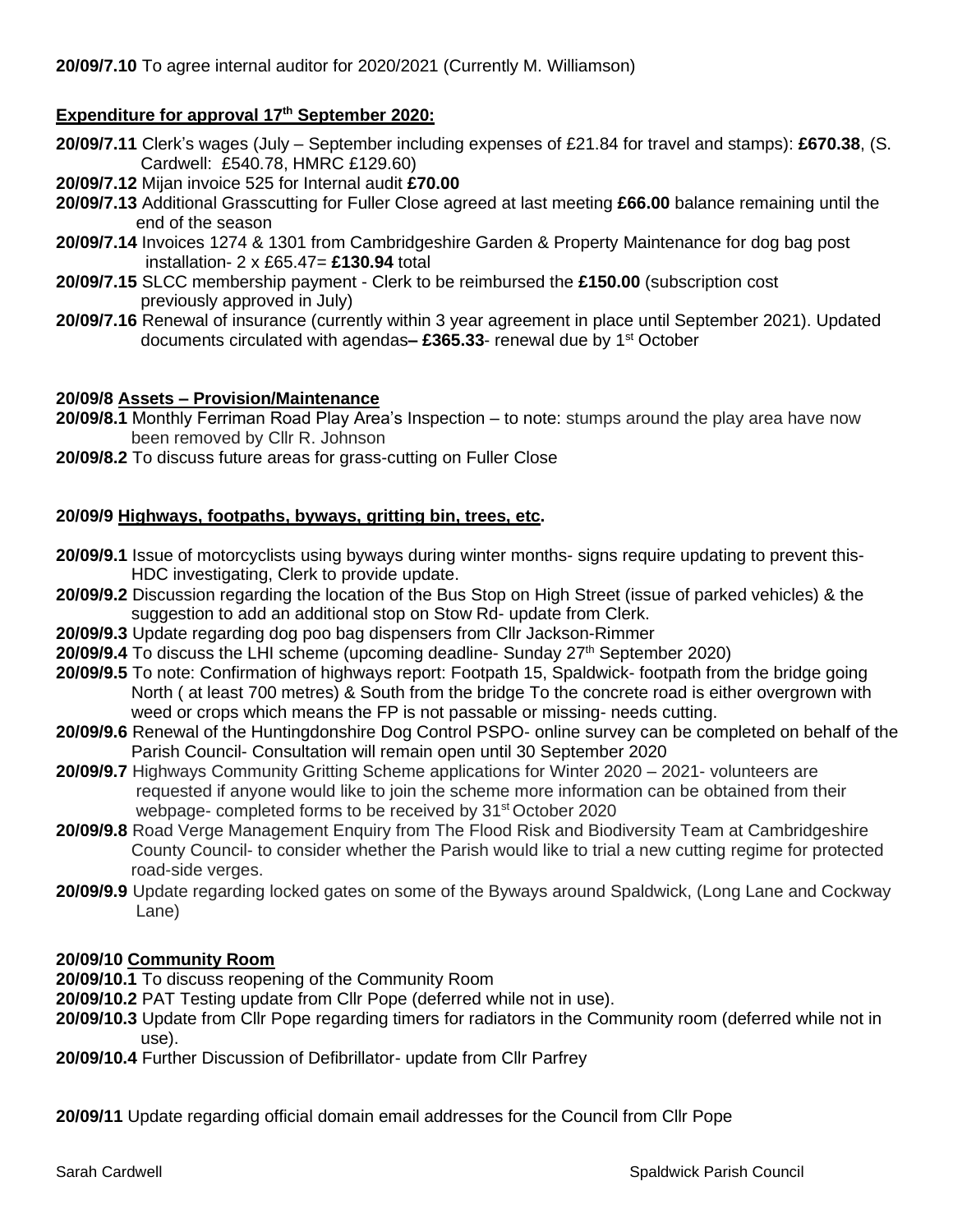**20/09/7.10** To agree internal auditor for 2020/2021 (Currently M. Williamson)

**Expenditure for approval 17th September 2020:**

**20/09/7.11** Clerk's wages (July – September including expenses of £21.84 for travel and stamps): **£670.38**, (S. Cardwell: £540.78, HMRC £129.60)

**20/09/7.12** Mijan invoice 525 for Internal audit **£70.00**

**20/09/7.13** Additional Grasscutting for Fuller Close agreed at last meeting **£66.00** balance remaining until the end of the season

**20/09/7.14** Invoices 1274 & 1301 from Cambridgeshire Garden & Property Maintenance for dog bag post installation- 2 x £65.47= **£130.94** total

**20/09/7.15** SLCC membership payment - Clerk to be reimbursed the **£150.00** (subscription cost previously approved in July)

**20/09/7.16** Renewal of insurance (currently within 3 year agreement in place until September 2021). Updated documents circulated with agendas**– £365.33**- renewal due by 1st October

**20/09/8 Assets – Provision/Maintenance**

**20/09/8.1** Monthly Ferriman Road Play Area's Inspection – to note: stumps around the play area have now been removed by Cllr R. Johnson

**20/09/8.2** To discuss future areas for grass-cutting on Fuller Close

**20/09/9 Highways, footpaths, byways, gritting bin, trees, etc.**

**20/09/9.1** Issue of motorcyclists using byways during winter months- signs require updating to prevent this- HDC investigating, Clerk to provide update.

**20/09/9.2** Discussion regarding the location of the Bus Stop on High Street (issue of parked vehicles) & the suggestion to add an additional stop on Stow Rd- update from Clerk.

**20/09/9.3** Update regarding dog poo bag dispensers from Cllr Jackson-Rimmer

**20/09/9.4** To discuss the LHI scheme (upcoming deadline- Sunday 27th September 2020)

**20/09/9.5** To note: Confirmation of highways report: Footpath 15, Spaldwick- footpath from the bridge going North ( at least 700 metres) & South from the bridge To the concrete road is either overgrown with weed or crops which means the FP is not passable or missing- needs cutting.

**20/09/9.6** Renewal of the Huntingdonshire Dog Control PSPO- online survey can be completed on behalf of the Parish Council- Consultation will remain open until 30 September 2020

**20/09/9.7** Highways Community Gritting Scheme applications for Winter 2020 – 2021- volunteers are requested if anyone would like to join the scheme more information can be obtained from their webpage- completed forms to be received by 31st October 2020

**20/09/9.8** Road Verge Management Enquiry from The Flood Risk and Biodiversity Team at Cambridgeshire County Council- to consider whether the Parish would like to trial a new cutting regime for protected road-side verges.

**20/09/9.9** Update regarding locked gates on some of the Byways around Spaldwick, (Long Lane and Cockway Lane)

**20/09/10 Community Room**

**20/09/10.1** To discuss reopening of the Community Room

**20/09/10.2** PAT Testing update from Cllr Pope (deferred while not in use).

**20/09/10.3** Update from Cllr Pope regarding timers for radiators in the Community room (deferred while not in use).

**20/09/10.4** Further Discussion of Defibrillator- update from Cllr Parfrey

**20/09/11** Update regarding official domain email addresses for the Council from Cllr Pope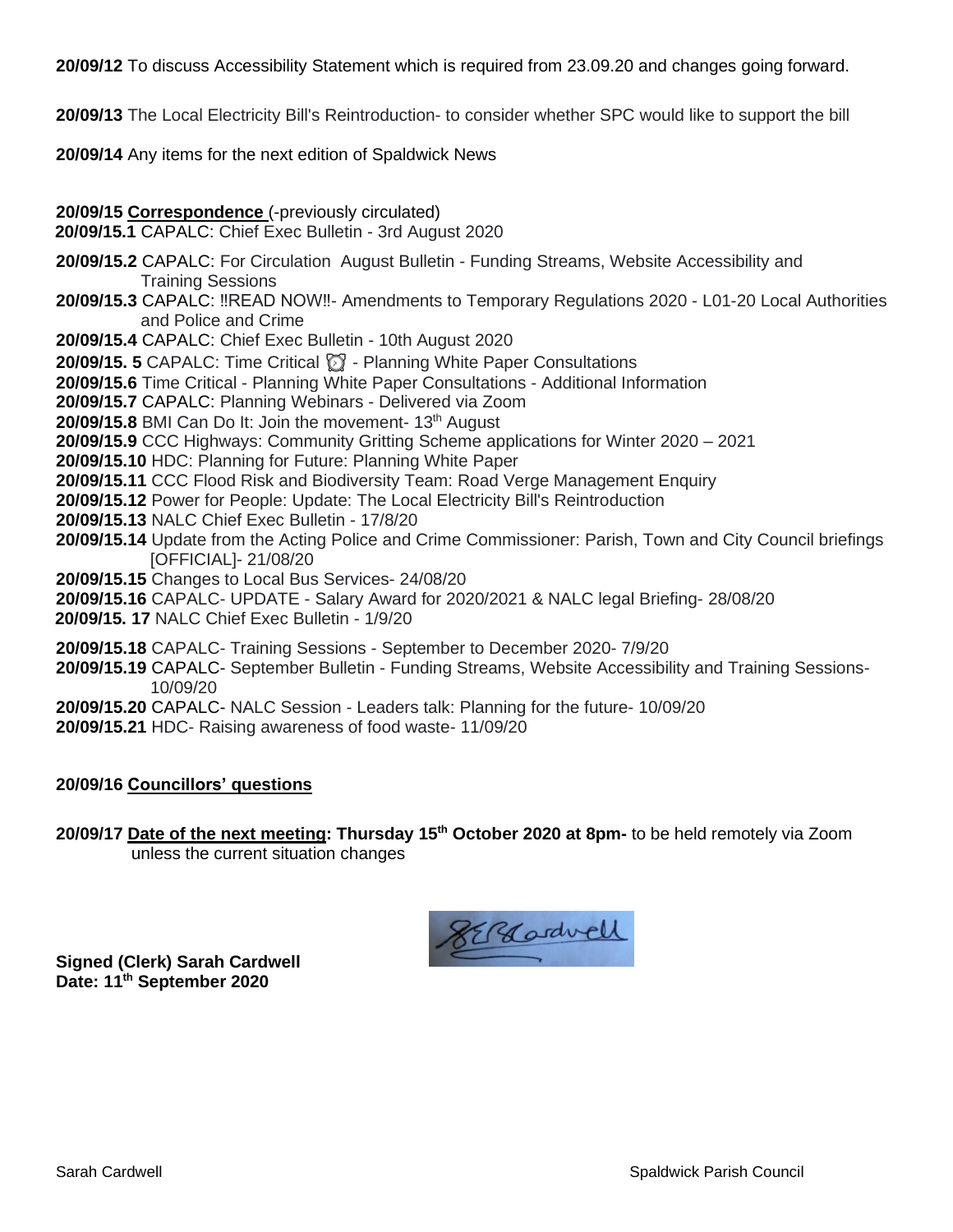**20/09/12** To discuss Accessibility Statement which is required from 23.09.20 and changes going forward.

**20/09/13** The Local Electricity Bill's Reintroduction- to consider whether SPC would like to support the bill

**20/09/14** Any items for the next edition of Spaldwick News

**20/09/15** **Correspondence** (-previously circulated)

**20/09/15.1** CAPALC: Chief Exec Bulletin - 3rd August 2020

**20/09/15.2** CAPALC: For Circulation August Bulletin - Funding Streams, Website Accessibility and Training Sessions

**20/09/15.3** CAPALC: ‼READ NOW‼- Amendments to Temporary Regulations 2020 - L01-20 Local Authorities and Police and Crime

**20/09/15.4** CAPALC: Chief Exec Bulletin - 10th August 2020

**20/09/15. 5** CAPALC: Time Critical ⏰ - Planning White Paper Consultations

**20/09/15.6** Time Critical - Planning White Paper Consultations - Additional Information

**20/09/15.7** CAPALC: Planning Webinars - Delivered via Zoom

**20/09/15.8** BMI Can Do It: Join the movement- 13th August

**20/09/15.9** CCC Highways: Community Gritting Scheme applications for Winter 2020 – 2021

**20/09/15.10** HDC: Planning for Future: Planning White Paper

**20/09/15.11** CCC Flood Risk and Biodiversity Team: Road Verge Management Enquiry

**20/09/15.12** Power for People: Update: The Local Electricity Bill's Reintroduction

**20/09/15.13** NALC Chief Exec Bulletin - 17/8/20

**20/09/15.14** Update from the Acting Police and Crime Commissioner: Parish, Town and City Council briefings [OFFICIAL]- 21/08/20

**20/09/15.15** Changes to Local Bus Services- 24/08/20

**20/09/15.16** CAPALC- UPDATE - Salary Award for 2020/2021 & NALC legal Briefing- 28/08/20

**20/09/15. 17** NALC Chief Exec Bulletin - 1/9/20

**20/09/15.18** CAPALC- Training Sessions - September to December 2020- 7/9/20

**20/09/15.19** CAPALC- September Bulletin - Funding Streams, Website Accessibility and Training Sessions- 10/09/20

**20/09/15.20** CAPALC- NALC Session - Leaders talk: Planning for the future- 10/09/20

**20/09/15.21** HDC- Raising awareness of food waste- 11/09/20

**20/09/16** **Councillors' questions**

**20/09/17** **Date of the next meeting: Thursday 15th October 2020 at 8pm-** to be held remotely via Zoom unless the current situation changes

**Signed (Clerk) Sarah Cardwell**
**Date: 11th September 2020**

Sarah Cardwell Spaldwick Parish Council